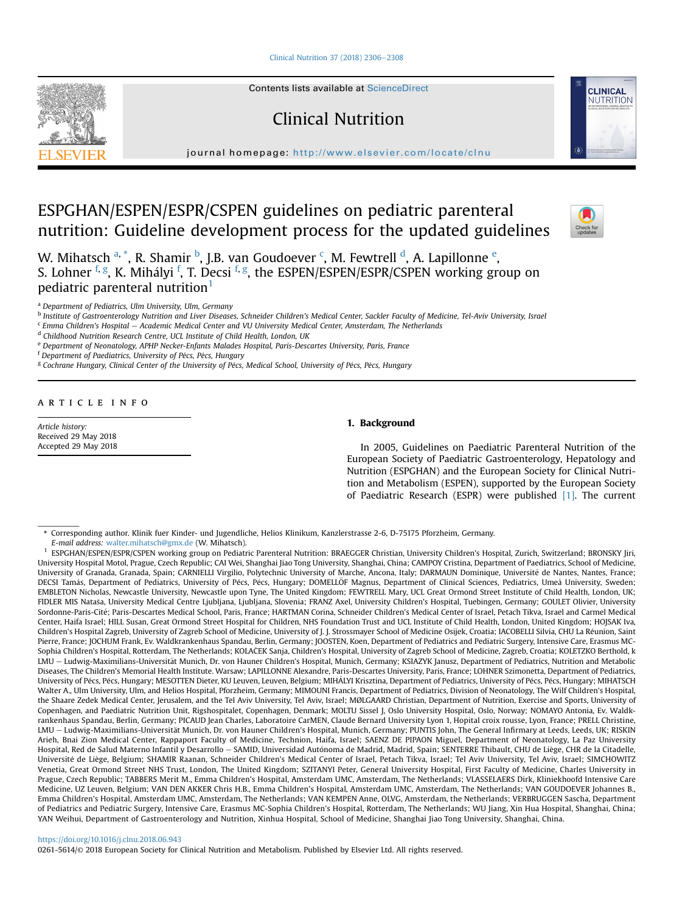# ESPGHAN/ESPEN/ESPR/CSPEN guidelines on pediatric parenteral nutrition: Guideline development process for the updated guidelines

W. Mihatsch [a,*], R. Shamir [b], J.B. van Goudoever [c], M. Fewtrell [d], A. Lapillonne [e], S. Lohner [f,g], K. Mihályi [f], T. Decsi [f,g], the ESPEN/ESPEN/ESPR/CSPEN working group on pediatric parenteral nutrition[1]

[a] Department of Pediatrics, Ulm University, Ulm, Germany
[b] Institute of Gastroenterology Nutrition and Liver Diseases, Schneider Children's Medical Center, Sackler Faculty of Medicine, Tel-Aviv University, Israel
[c] Emma Children's Hospital – Academic Medical Center and VU University Medical Center, Amsterdam, The Netherlands
[d] Childhood Nutrition Research Centre, UCL Institute of Child Health, London, UK
[e] Department of Neonatology, APHP Necker-Enfants Malades Hospital, Paris-Descartes University, Paris, France
[f] Department of Paediatrics, University of Pécs, Pécs, Hungary
[g] Cochrane Hungary, Clinical Center of the University of Pécs, Medical School, University of Pécs, Pécs, Hungary

## ARTICLE INFO

*Article history:*
Received 29 May 2018
Accepted 29 May 2018

## 1. Background

In 2005, Guidelines on Paediatric Parenteral Nutrition of the European Society of Paediatric Gastroenterology, Hepatology and Nutrition (ESPGHAN) and the European Society for Clinical Nutrition and Metabolism (ESPEN), supported by the European Society of Paediatric Research (ESPR) were published [1]. The current

---

\* Corresponding author. Klinik fuer Kinder- und Jugendliche, Helios Klinikum, Kanzlerstrasse 2-6, D-75175 Pforzheim, Germany.
*E-mail address:* walter.mihatsch@gmx.de (W. Mihatsch).

[1] ESPGHAN/ESPEN/ESPR/CSPEN working group on Pediatric Parenteral Nutrition: BRAEGGER Christian, University Children's Hospital, Zurich, Switzerland; BRONSKY Jiri, University Hospital Motol, Prague, Czech Republic; CAI Wei, Shanghai Jiao Tong University, Shanghai, China; CAMPOY Cristina, Department of Paediatrics, School of Medicine, University of Granada, Granada, Spain; CARNIELLI Virgilio, Polytechnic University of Marche, Ancona, Italy; DARMAUN Dominique, Université de Nantes, Nantes, France; DECSI Tamás, Department of Pediatrics, University of Pécs, Pécs, Hungary; DOMELLÖF Magnus, Department of Clinical Sciences, Pediatrics, Umeå University, Sweden; EMBLETON Nicholas, Newcastle University, Newcastle upon Tyne, The United Kingdom; FEWTRELL Mary, UCL Great Ormond Street Institute of Child Health, London, UK; FIDLER MIS Nataša, University Medical Centre Ljubljana, Ljubljana, Slovenia; FRANZ Axel, University Children's Hospital, Tuebingen, Germany; GOULET Olivier, University Sordonne-Paris-Cité; Paris-Descartes Medical School, Paris, France; HARTMAN Corina, Schneider Children's Medical Center of Israel, Petach Tikva, Israel and Carmel Medical Center, Haifa Israel; HILL Susan, Great Ormond Street Hospital for Children, NHS Foundation Trust and UCL Institute of Child Health, London, United Kingdom; HOJSAK Iva, Children's Hospital Zagreb, University of Zagreb School of Medicine, University of J. J. Strossmayer School of Medicine Osijek, Croatia; IACOBELLI Silvia, CHU La Réunion, Saint Pierre, France; JOCHUM Frank, Ev. Waldkrankenhaus Spandau, Berlin, Germany; JOOSTEN, Koen, Department of Pediatrics and Pediatric Surgery, Intensive Care, Erasmus MC-Sophia Children's Hospital, Rotterdam, The Netherlands; KOLAČEK Sanja, Children's Hospital, University of Zagreb School of Medicine, Zagreb, Croatia; KOLETZKO Berthold, k LMU – Ludwig-Maximilians-Universität Munich, Dr. von Hauner Children's Hospital, Munich, Germany; KSIAZYK Janusz, Department of Pediatrics, Nutrition and Metabolic Diseases, The Children's Memorial Health Institute. Warsaw; LAPILLONNE Alexandre, Paris-Descartes University, Paris, France; LOHNER Szimonetta, Department of Pediatrics, University of Pécs, Pécs, Hungary; MESOTTEN Dieter, KU Leuven, Leuven, Belgium; MIHÁLYI Krisztina, Department of Pediatrics, University of Pécs, Pécs, Hungary; MIHATSCH Walter A., Ulm University, Ulm, and Helios Hospital, Pforzheim, Germany; MIMOUNI Francis, Department of Pediatrics, Division of Neonatology, The Wilf Children's Hospital, the Shaare Zedek Medical Center, Jerusalem, and the Tel Aviv University, Tel Aviv, Israel; MØLGAARD Christian, Department of Nutrition, Exercise and Sports, University of Copenhagen, and Paediatric Nutrition Unit, Rigshospitalet, Copenhagen, Denmark; MOLTU Sissel J, Oslo University Hospital, Oslo, Norway; NOMAYO Antonia, Ev. Waldkrankenhaus Spandau, Berlin, Germany; PICAUD Jean Charles, Laboratoire CarMEN, Claude Bernard University Lyon 1, Hopital croix rousse, Lyon, France; PRELL Christine, LMU – Ludwig-Maximilians-Universität Munich, Dr. von Hauner Children's Hospital, Munich, Germany; PUNTIS John, The General Infirmary at Leeds, Leeds, UK; RISKIN Arieh, Bnai Zion Medical Center, Rappaport Faculty of Medicine, Technion, Haifa, Israel; SAENZ DE PIPAON Miguel, Department of Neonatology, La Paz University Hospital, Red de Salud Materno Infantil y Desarrollo – SAMID, Universidad Autónoma de Madrid, Madrid, Spain; SENTERRE Thibault, CHU de Liège, CHR de la Citadelle, Université de Liège, Belgium; SHAMIR Raanan, Schneider Children's Medical Center of Israel, Petach Tikva, Israel; Tel Aviv University, Tel Aviv, Israel; SIMCHOWITZ Venetia, Great Ormond Street NHS Trust, London, The United Kingdom; SZITANYI Peter, General University Hospital, First Faculty of Medicine, Charles University in Prague, Czech Republic; TABBERS Merit M., Emma Children's Hospital, Amsterdam UMC, Amsterdam, The Netherlands; VLASSELAERS Dirk, Kliniekhoofd Intensive Care Medicine, UZ Leuven, Belgium; VAN DEN AKKER Chris H.B., Emma Children's Hospital, Amsterdam UMC, Amsterdam, The Netherlands; VAN GOUDOEVER Johannes B., Emma Children's Hospital, Amsterdam UMC, Amsterdam, The Netherlands; VAN KEMPEN Anne, OLVG, Amsterdam, the Netherlands; VERBRUGGEN Sascha, Department of Pediatrics and Pediatric Surgery, Intensive Care, Erasmus MC-Sophia Children's Hospital, Rotterdam, The Netherlands; WU Jiang, Xin Hua Hospital, Shanghai, China; YAN Weihui, Department of Gastroenterology and Nutrition, Xinhua Hospital, School of Medicine, Shanghai Jiao Tong University, Shanghai, China.

https://doi.org/10.1016/j.clnu.2018.06.943
0261-5614/© 2018 European Society for Clinical Nutrition and Metabolism. Published by Elsevier Ltd. All rights reserved.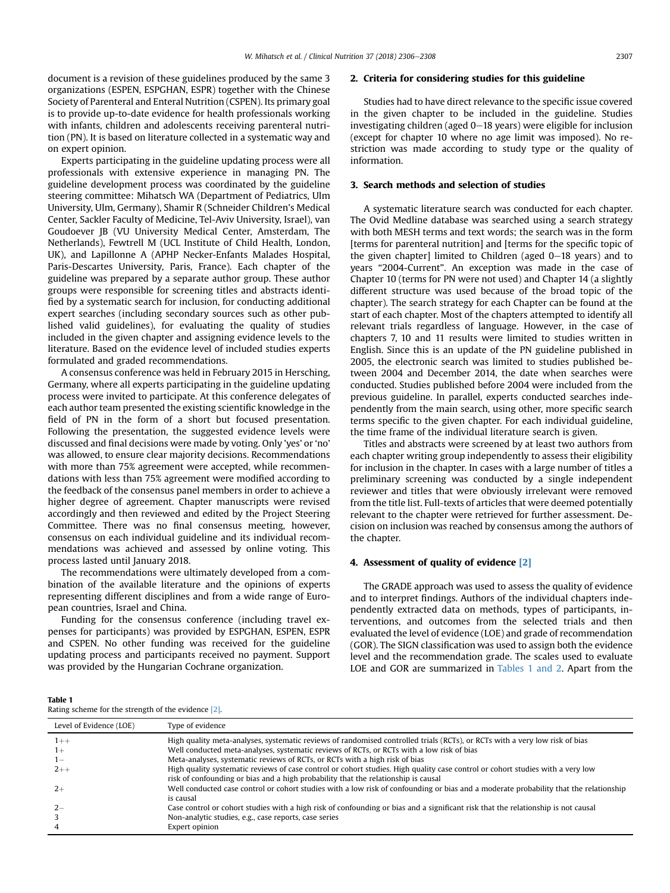document is a revision of these guidelines produced by the same 3 organizations (ESPEN, ESPGHAN, ESPR) together with the Chinese Society of Parenteral and Enteral Nutrition (CSPEN). Its primary goal is to provide up-to-date evidence for health professionals working with infants, children and adolescents receiving parenteral nutrition (PN). It is based on literature collected in a systematic way and on expert opinion.

Experts participating in the guideline updating process were all professionals with extensive experience in managing PN. The guideline development process was coordinated by the guideline steering committee: Mihatsch WA (Department of Pediatrics, Ulm University, Ulm, Germany), Shamir R (Schneider Children's Medical Center, Sackler Faculty of Medicine, Tel-Aviv University, Israel), van Goudoever JB (VU University Medical Center, Amsterdam, The Netherlands), Fewtrell M (UCL Institute of Child Health, London, UK), and Lapillonne A (APHP Necker-Enfants Malades Hospital, Paris-Descartes University, Paris, France). Each chapter of the guideline was prepared by a separate author group. These author groups were responsible for screening titles and abstracts identified by a systematic search for inclusion, for conducting additional expert searches (including secondary sources such as other published valid guidelines), for evaluating the quality of studies included in the given chapter and assigning evidence levels to the literature. Based on the evidence level of included studies experts formulated and graded recommendations.

A consensus conference was held in February 2015 in Hersching, Germany, where all experts participating in the guideline updating process were invited to participate. At this conference delegates of each author team presented the existing scientific knowledge in the field of PN in the form of a short but focused presentation. Following the presentation, the suggested evidence levels were discussed and final decisions were made by voting. Only 'yes' or 'no' was allowed, to ensure clear majority decisions. Recommendations with more than 75% agreement were accepted, while recommendations with less than 75% agreement were modified according to the feedback of the consensus panel members in order to achieve a higher degree of agreement. Chapter manuscripts were revised accordingly and then reviewed and edited by the Project Steering Committee. There was no final consensus meeting, however, consensus on each individual guideline and its individual recommendations was achieved and assessed by online voting. This process lasted until January 2018.

The recommendations were ultimately developed from a combination of the available literature and the opinions of experts representing different disciplines and from a wide range of European countries, Israel and China.

Funding for the consensus conference (including travel expenses for participants) was provided by ESPGHAN, ESPEN, ESPR and CSPEN. No other funding was received for the guideline updating process and participants received no payment. Support was provided by the Hungarian Cochrane organization.

## 2. Criteria for considering studies for this guideline

Studies had to have direct relevance to the specific issue covered in the given chapter to be included in the guideline. Studies investigating children (aged 0–18 years) were eligible for inclusion (except for chapter 10 where no age limit was imposed). No restriction was made according to study type or the quality of information.

## 3. Search methods and selection of studies

A systematic literature search was conducted for each chapter. The Ovid Medline database was searched using a search strategy with both MESH terms and text words; the search was in the form [terms for parenteral nutrition] and [terms for the specific topic of the given chapter] limited to Children (aged 0–18 years) and to years "2004-Current". An exception was made in the case of Chapter 10 (terms for PN were not used) and Chapter 14 (a slightly different structure was used because of the broad topic of the chapter). The search strategy for each Chapter can be found at the start of each chapter. Most of the chapters attempted to identify all relevant trials regardless of language. However, in the case of chapters 7, 10 and 11 results were limited to studies written in English. Since this is an update of the PN guideline published in 2005, the electronic search was limited to studies published between 2004 and December 2014, the date when searches were conducted. Studies published before 2004 were included from the previous guideline. In parallel, experts conducted searches independently from the main search, using other, more specific search terms specific to the given chapter. For each individual guideline, the time frame of the individual literature search is given.

Titles and abstracts were screened by at least two authors from each chapter writing group independently to assess their eligibility for inclusion in the chapter. In cases with a large number of titles a preliminary screening was conducted by a single independent reviewer and titles that were obviously irrelevant were removed from the title list. Full-texts of articles that were deemed potentially relevant to the chapter were retrieved for further assessment. Decision on inclusion was reached by consensus among the authors of the chapter.

## 4. Assessment of quality of evidence [2]

The GRADE approach was used to assess the quality of evidence and to interpret findings. Authors of the individual chapters independently extracted data on methods, types of participants, interventions, and outcomes from the selected trials and then evaluated the level of evidence (LOE) and grade of recommendation (GOR). The SIGN classification was used to assign both the evidence level and the recommendation grade. The scales used to evaluate LOE and GOR are summarized in Tables 1 and 2. Apart from the

**Table 1**
Rating scheme for the strength of the evidence [2].

| Level of Evidence (LOE) | Type of evidence |
|---|---|
| 1++ | High quality meta-analyses, systematic reviews of randomised controlled trials (RCTs), or RCTs with a very low risk of bias |
| 1+ | Well conducted meta-analyses, systematic reviews of RCTs, or RCTs with a low risk of bias |
| 1− | Meta-analyses, systematic reviews of RCTs, or RCTs with a high risk of bias |
| 2++ | High quality systematic reviews of case control or cohort studies. High quality case control or cohort studies with a very low risk of confounding or bias and a high probability that the relationship is causal |
| 2+ | Well conducted case control or cohort studies with a low risk of confounding or bias and a moderate probability that the relationship is causal |
| 2− | Case control or cohort studies with a high risk of confounding or bias and a significant risk that the relationship is not causal |
| 3 | Non-analytic studies, e.g., case reports, case series |
| 4 | Expert opinion |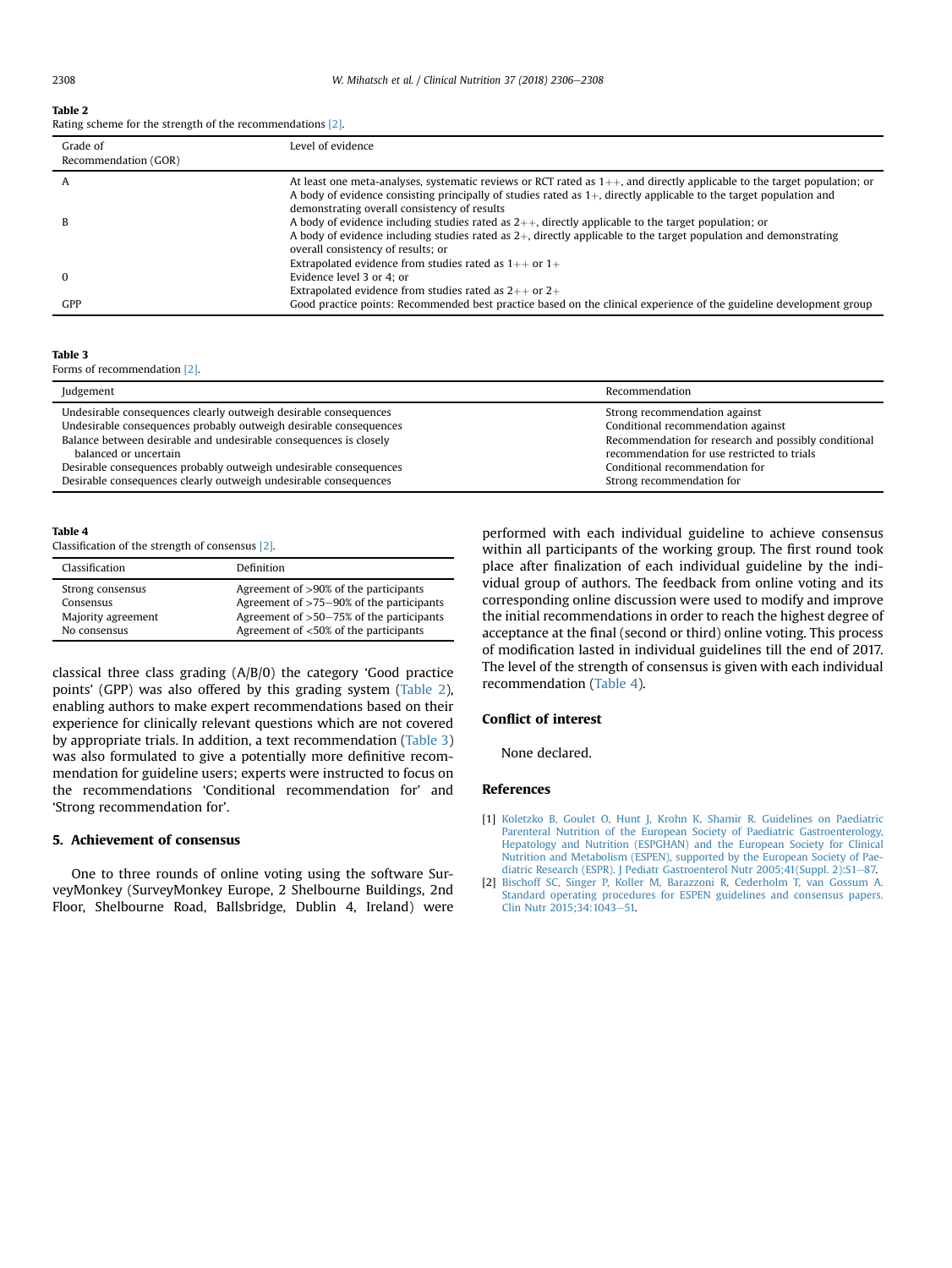**Table 2**
Rating scheme for the strength of the recommendations [2].

| Grade of Recommendation (GOR) | Level of evidence |
|---|---|
| A | At least one meta-analyses, systematic reviews or RCT rated as 1++, and directly applicable to the target population; or A body of evidence consisting principally of studies rated as 1+, directly applicable to the target population and demonstrating overall consistency of results |
| B | A body of evidence including studies rated as 2++, directly applicable to the target population; or A body of evidence including studies rated as 2+, directly applicable to the target population and demonstrating overall consistency of results; or Extrapolated evidence from studies rated as 1++ or 1+ |
| 0 | Evidence level 3 or 4; or Extrapolated evidence from studies rated as 2++ or 2+ |
| GPP | Good practice points: Recommended best practice based on the clinical experience of the guideline development group |

**Table 3**
Forms of recommendation [2].

| Judgement | Recommendation |
|---|---|
| Undesirable consequences clearly outweigh desirable consequences | Strong recommendation against |
| Undesirable consequences probably outweigh desirable consequences | Conditional recommendation against |
| Balance between desirable and undesirable consequences is closely balanced or uncertain | Recommendation for research and possibly conditional recommendation for use restricted to trials |
| Desirable consequences probably outweigh undesirable consequences | Conditional recommendation for |
| Desirable consequences clearly outweigh undesirable consequences | Strong recommendation for |

**Table 4**
Classification of the strength of consensus [2].

| Classification | Definition |
|---|---|
| Strong consensus | Agreement of >90% of the participants |
| Consensus | Agreement of >75–90% of the participants |
| Majority agreement | Agreement of >50–75% of the participants |
| No consensus | Agreement of <50% of the participants |

classical three class grading (A/B/0) the category 'Good practice points' (GPP) was also offered by this grading system (Table 2), enabling authors to make expert recommendations based on their experience for clinically relevant questions which are not covered by appropriate trials. In addition, a text recommendation (Table 3) was also formulated to give a potentially more definitive recommendation for guideline users; experts were instructed to focus on the recommendations 'Conditional recommendation for' and 'Strong recommendation for'.

## 5. Achievement of consensus

One to three rounds of online voting using the software SurveyMonkey (SurveyMonkey Europe, 2 Shelbourne Buildings, 2nd Floor, Shelbourne Road, Ballsbridge, Dublin 4, Ireland) were performed with each individual guideline to achieve consensus within all participants of the working group. The first round took place after finalization of each individual guideline by the individual group of authors. The feedback from online voting and its corresponding online discussion were used to modify and improve the initial recommendations in order to reach the highest degree of acceptance at the final (second or third) online voting. This process of modification lasted in individual guidelines till the end of 2017. The level of the strength of consensus is given with each individual recommendation (Table 4).

## Conflict of interest

None declared.

## References

[1] Koletzko B, Goulet O, Hunt J, Krohn K, Shamir R. Guidelines on Paediatric Parenteral Nutrition of the European Society of Paediatric Gastroenterology, Hepatology and Nutrition (ESPGHAN) and the European Society for Clinical Nutrition and Metabolism (ESPEN), supported by the European Society of Paediatric Research (ESPR). J Pediatr Gastroenterol Nutr 2005;41(Suppl. 2):S1–87.

[2] Bischoff SC, Singer P, Koller M, Barazzoni R, Cederholm T, van Gossum A. Standard operating procedures for ESPEN guidelines and consensus papers. Clin Nutr 2015;34:1043–51.